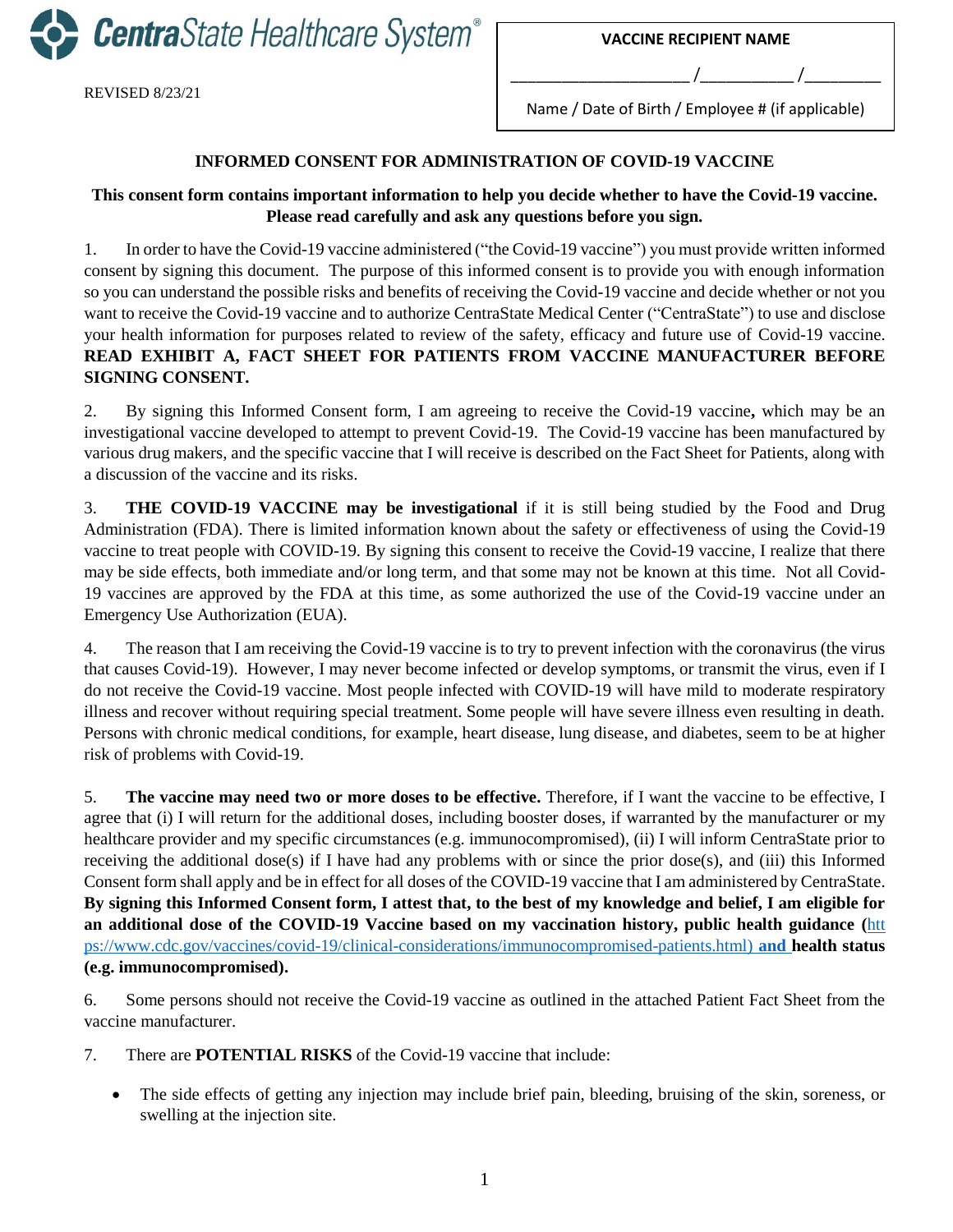**CentraState Healthcare System®**

REVISED 8/23/21

**VACCINE RECIPIENT NAME**

____________________ /__________ /________

Name / Date of Birth / Employee # (if applicable)

## INFORMED CONSENT FOR ADMINISTRATION OF COVID-19 VACCINE

**This consent form contains important information to help you decide whether to have the Covid-19 vaccine. Please read carefully and ask any questions before you sign.**

1. In order to have the Covid-19 vaccine administered ("the Covid-19 vaccine") you must provide written informed consent by signing this document. The purpose of this informed consent is to provide you with enough information so you can understand the possible risks and benefits of receiving the Covid-19 vaccine and decide whether or not you want to receive the Covid-19 vaccine and to authorize CentraState Medical Center ("CentraState") to use and disclose your health information for purposes related to review of the safety, efficacy and future use of Covid-19 vaccine. **READ EXHIBIT A, FACT SHEET FOR PATIENTS FROM VACCINE MANUFACTURER BEFORE SIGNING CONSENT.**

2. By signing this Informed Consent form, I am agreeing to receive the Covid-19 vaccine**,** which may be an investigational vaccine developed to attempt to prevent Covid-19. The Covid-19 vaccine has been manufactured by various drug makers, and the specific vaccine that I will receive is described on the Fact Sheet for Patients, along with a discussion of the vaccine and its risks.

3. **THE COVID-19 VACCINE may be investigational** if it is still being studied by the Food and Drug Administration (FDA). There is limited information known about the safety or effectiveness of using the Covid-19 vaccine to treat people with COVID-19. By signing this consent to receive the Covid-19 vaccine, I realize that there may be side effects, both immediate and/or long term, and that some may not be known at this time. Not all Covid-19 vaccines are approved by the FDA at this time, as some authorized the use of the Covid-19 vaccine under an Emergency Use Authorization (EUA).

4. The reason that I am receiving the Covid-19 vaccine is to try to prevent infection with the coronavirus (the virus that causes Covid-19). However, I may never become infected or develop symptoms, or transmit the virus, even if I do not receive the Covid-19 vaccine. Most people infected with COVID-19 will have mild to moderate respiratory illness and recover without requiring special treatment. Some people will have severe illness even resulting in death. Persons with chronic medical conditions, for example, heart disease, lung disease, and diabetes, seem to be at higher risk of problems with Covid-19.

5. **The vaccine may need two or more doses to be effective.** Therefore, if I want the vaccine to be effective, I agree that (i) I will return for the additional doses, including booster doses, if warranted by the manufacturer or my healthcare provider and my specific circumstances (e.g. immunocompromised), (ii) I will inform CentraState prior to receiving the additional dose(s) if I have had any problems with or since the prior dose(s), and (iii) this Informed Consent form shall apply and be in effect for all doses of the COVID-19 vaccine that I am administered by CentraState. **By signing this Informed Consent form, I attest that, to the best of my knowledge and belief, I am eligible for an additional dose of the COVID-19 Vaccine based on my vaccination history, public health guidance (**https://www.cdc.gov/vaccines/covid-19/clinical-considerations/immunocompromised-patients.html) **and health status (e.g. immunocompromised).**

6. Some persons should not receive the Covid-19 vaccine as outlined in the attached Patient Fact Sheet from the vaccine manufacturer.

7. There are **POTENTIAL RISKS** of the Covid-19 vaccine that include:

- The side effects of getting any injection may include brief pain, bleeding, bruising of the skin, soreness, or swelling at the injection site.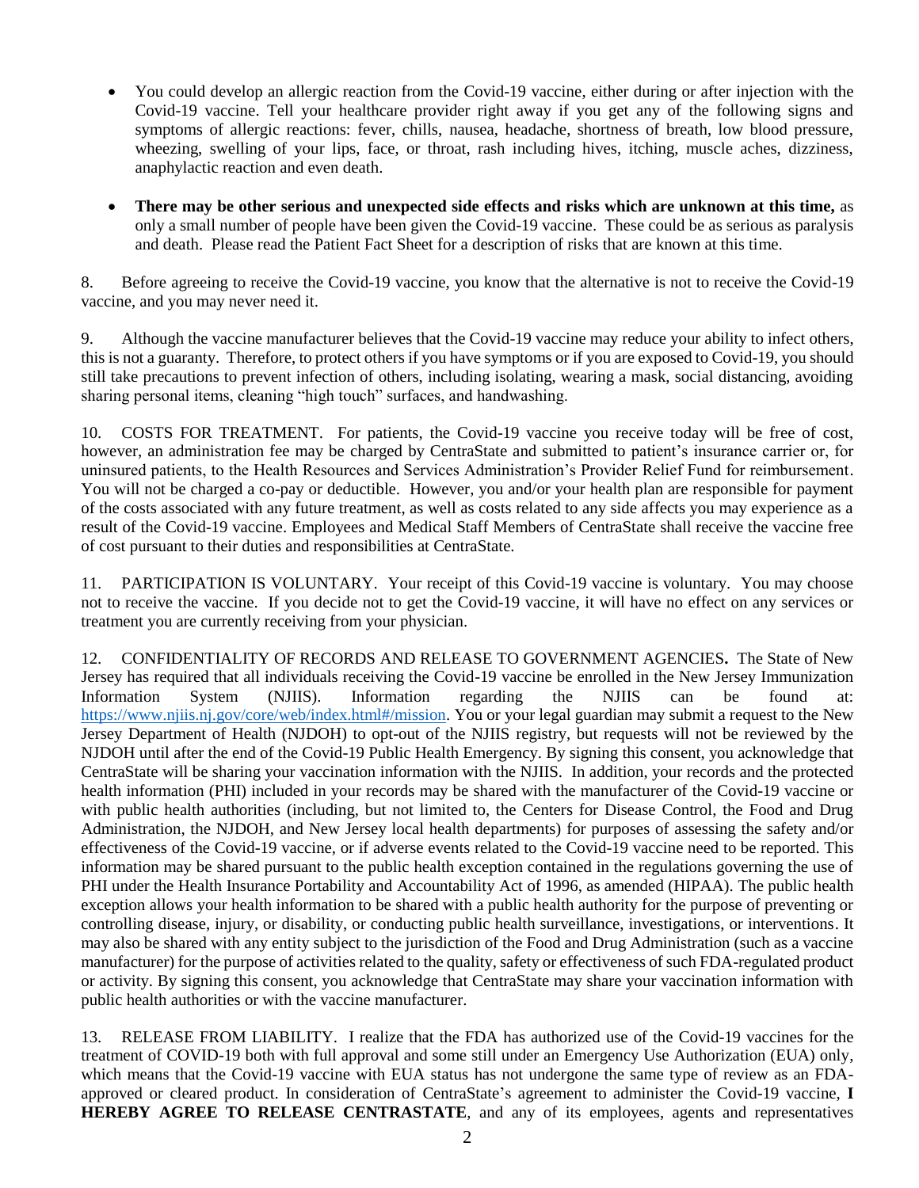- You could develop an allergic reaction from the Covid-19 vaccine, either during or after injection with the Covid-19 vaccine. Tell your healthcare provider right away if you get any of the following signs and symptoms of allergic reactions: fever, chills, nausea, headache, shortness of breath, low blood pressure, wheezing, swelling of your lips, face, or throat, rash including hives, itching, muscle aches, dizziness, anaphylactic reaction and even death.

- **There may be other serious and unexpected side effects and risks which are unknown at this time,** as only a small number of people have been given the Covid-19 vaccine. These could be as serious as paralysis and death. Please read the Patient Fact Sheet for a description of risks that are known at this time.

8. Before agreeing to receive the Covid-19 vaccine, you know that the alternative is not to receive the Covid-19 vaccine, and you may never need it.

9. Although the vaccine manufacturer believes that the Covid-19 vaccine may reduce your ability to infect others, this is not a guaranty. Therefore, to protect others if you have symptoms or if you are exposed to Covid-19, you should still take precautions to prevent infection of others, including isolating, wearing a mask, social distancing, avoiding sharing personal items, cleaning "high touch" surfaces, and handwashing.

10. COSTS FOR TREATMENT. For patients, the Covid-19 vaccine you receive today will be free of cost, however, an administration fee may be charged by CentraState and submitted to patient's insurance carrier or, for uninsured patients, to the Health Resources and Services Administration's Provider Relief Fund for reimbursement. You will not be charged a co-pay or deductible. However, you and/or your health plan are responsible for payment of the costs associated with any future treatment, as well as costs related to any side affects you may experience as a result of the Covid-19 vaccine. Employees and Medical Staff Members of CentraState shall receive the vaccine free of cost pursuant to their duties and responsibilities at CentraState.

11. PARTICIPATION IS VOLUNTARY. Your receipt of this Covid-19 vaccine is voluntary. You may choose not to receive the vaccine. If you decide not to get the Covid-19 vaccine, it will have no effect on any services or treatment you are currently receiving from your physician.

12. CONFIDENTIALITY OF RECORDS AND RELEASE TO GOVERNMENT AGENCIES**.** The State of New Jersey has required that all individuals receiving the Covid-19 vaccine be enrolled in the New Jersey Immunization Information System (NJIIS). Information regarding the NJIIS can be found at: https://www.njiis.nj.gov/core/web/index.html#/mission. You or your legal guardian may submit a request to the New Jersey Department of Health (NJDOH) to opt-out of the NJIIS registry, but requests will not be reviewed by the NJDOH until after the end of the Covid-19 Public Health Emergency. By signing this consent, you acknowledge that CentraState will be sharing your vaccination information with the NJIIS. In addition, your records and the protected health information (PHI) included in your records may be shared with the manufacturer of the Covid-19 vaccine or with public health authorities (including, but not limited to, the Centers for Disease Control, the Food and Drug Administration, the NJDOH, and New Jersey local health departments) for purposes of assessing the safety and/or effectiveness of the Covid-19 vaccine, or if adverse events related to the Covid-19 vaccine need to be reported. This information may be shared pursuant to the public health exception contained in the regulations governing the use of PHI under the Health Insurance Portability and Accountability Act of 1996, as amended (HIPAA). The public health exception allows your health information to be shared with a public health authority for the purpose of preventing or controlling disease, injury, or disability, or conducting public health surveillance, investigations, or interventions. It may also be shared with any entity subject to the jurisdiction of the Food and Drug Administration (such as a vaccine manufacturer) for the purpose of activities related to the quality, safety or effectiveness of such FDA-regulated product or activity. By signing this consent, you acknowledge that CentraState may share your vaccination information with public health authorities or with the vaccine manufacturer.

13. RELEASE FROM LIABILITY. I realize that the FDA has authorized use of the Covid-19 vaccines for the treatment of COVID-19 both with full approval and some still under an Emergency Use Authorization (EUA) only, which means that the Covid-19 vaccine with EUA status has not undergone the same type of review as an FDA-approved or cleared product. In consideration of CentraState's agreement to administer the Covid-19 vaccine, **I HEREBY AGREE TO RELEASE CENTRASTATE**, and any of its employees, agents and representatives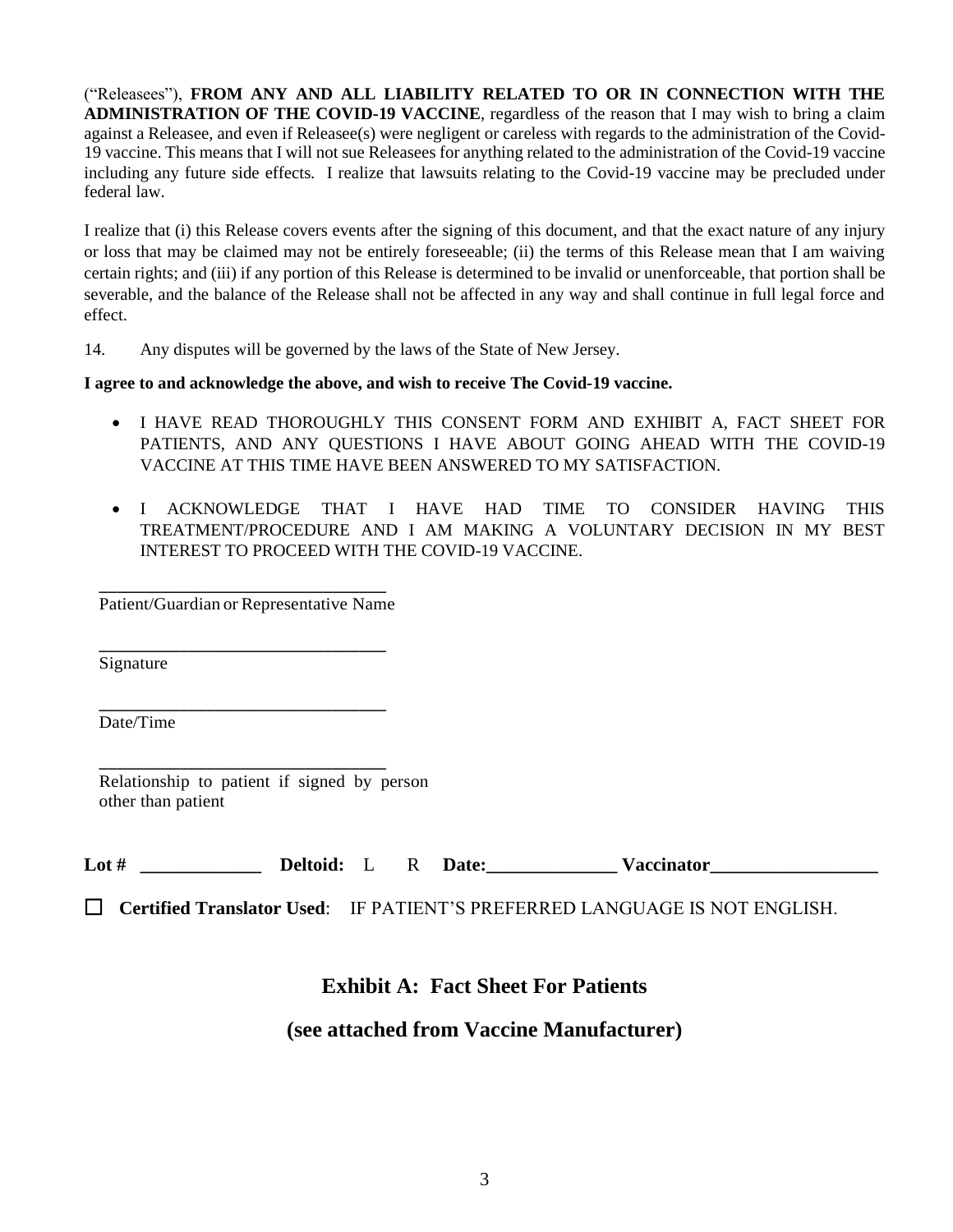("Releasees"), **FROM ANY AND ALL LIABILITY RELATED TO OR IN CONNECTION WITH THE ADMINISTRATION OF THE COVID-19 VACCINE**, regardless of the reason that I may wish to bring a claim against a Releasee, and even if Releasee(s) were negligent or careless with regards to the administration of the Covid-19 vaccine. This means that I will not sue Releasees for anything related to the administration of the Covid-19 vaccine including any future side effects. I realize that lawsuits relating to the Covid-19 vaccine may be precluded under federal law.

I realize that (i) this Release covers events after the signing of this document, and that the exact nature of any injury or loss that may be claimed may not be entirely foreseeable; (ii) the terms of this Release mean that I am waiving certain rights; and (iii) if any portion of this Release is determined to be invalid or unenforceable, that portion shall be severable, and the balance of the Release shall not be affected in any way and shall continue in full legal force and effect.

14. Any disputes will be governed by the laws of the State of New Jersey.

**I agree to and acknowledge the above, and wish to receive The Covid-19 vaccine.**

- I HAVE READ THOROUGHLY THIS CONSENT FORM AND EXHIBIT A, FACT SHEET FOR PATIENTS, AND ANY QUESTIONS I HAVE ABOUT GOING AHEAD WITH THE COVID-19 VACCINE AT THIS TIME HAVE BEEN ANSWERED TO MY SATISFACTION.
- I ACKNOWLEDGE THAT I HAVE HAD TIME TO CONSIDER HAVING THIS TREATMENT/PROCEDURE AND I AM MAKING A VOLUNTARY DECISION IN MY BEST INTEREST TO PROCEED WITH THE COVID-19 VACCINE.

________________________________
Patient/Guardian or Representative Name

________________________________
Signature

________________________________
Date/Time

________________________________
Relationship to patient if signed by person other than patient

**Lot #** _____________ **Deltoid:** L R **Date:**______________ **Vaccinator**__________________

☐ **Certified Translator Used**: IF PATIENT'S PREFERRED LANGUAGE IS NOT ENGLISH.

## Exhibit A: Fact Sheet For Patients

## (see attached from Vaccine Manufacturer)